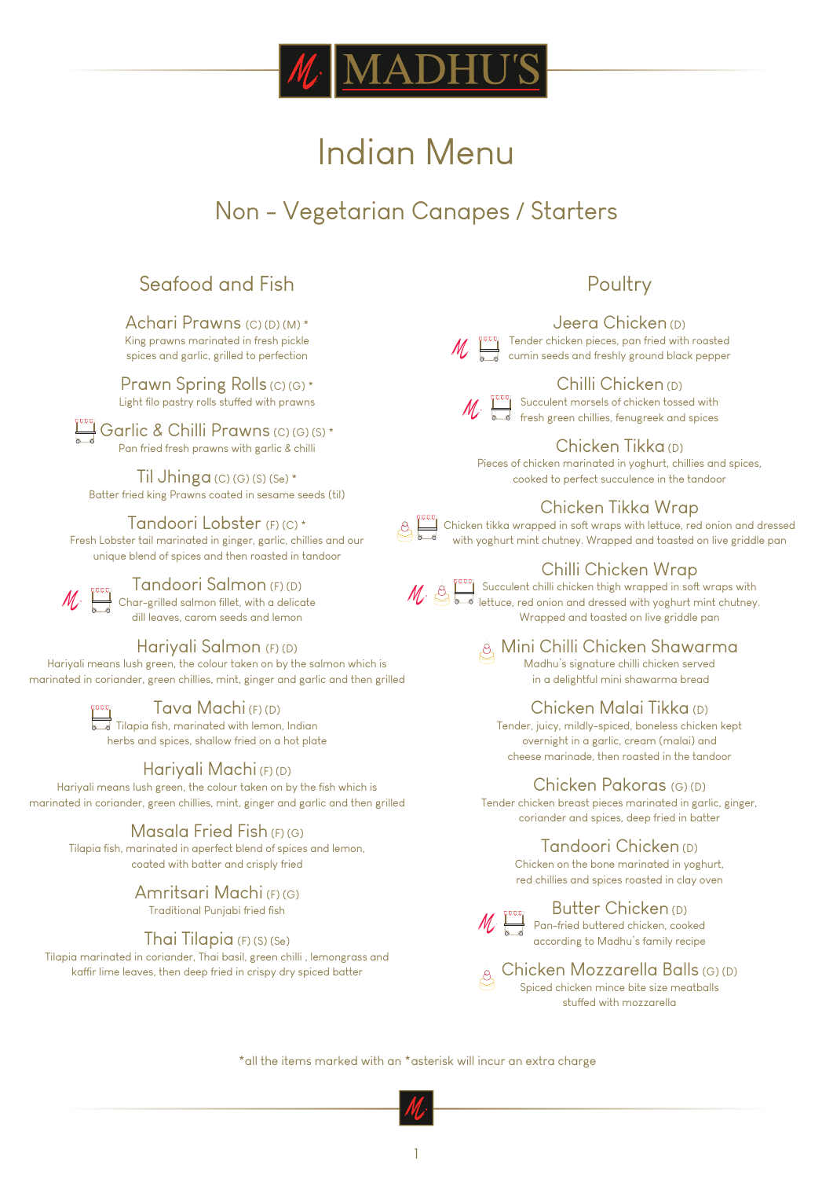# MADHU'S

# Indian Menu

## Non - Vegetarian Canapes / Starters

### Seafood and Fish

**Achari Prawns** (C) (D) (M) *
King prawns marinated in fresh pickle spices and garlic, grilled to perfection

**Prawn Spring Rolls** (C) (G) *
Light filo pastry rolls stuffed with prawns

**Garlic & Chilli Prawns** (C) (G) (S) *
Pan fried fresh prawns with garlic & chilli

**Til Jhinga** (C) (G) (S) (Se) *
Batter fried king Prawns coated in sesame seeds (til)

**Tandoori Lobster** (F) (C) *
Fresh Lobster tail marinated in ginger, garlic, chillies and our unique blend of spices and then roasted in tandoor

**Tandoori Salmon** (F) (D)
Char-grilled salmon fillet, with a delicate dill leaves, carom seeds and lemon

**Hariyali Salmon** (F) (D)
Hariyali means lush green, the colour taken on by the salmon which is marinated in coriander, green chillies, mint, ginger and garlic and then grilled

**Tava Machi** (F) (D)
Tilapia fish, marinated with lemon, Indian herbs and spices, shallow fried on a hot plate

**Hariyali Machi** (F) (D)
Hariyali means lush green, the colour taken on by the fish which is marinated in coriander, green chillies, mint, ginger and garlic and then grilled

**Masala Fried Fish** (F) (G)
Tilapia fish, marinated in aperfect blend of spices and lemon, coated with batter and crisply fried

**Amritsari Machi** (F) (G)
Traditional Punjabi fried fish

**Thai Tilapia** (F) (S) (Se)
Tilapia marinated in coriander, Thai basil, green chilli , lemongrass and kaffir lime leaves, then deep fried in crispy dry spiced batter

### Poultry

**Jeera Chicken** (D)
Tender chicken pieces, pan fried with roasted cumin seeds and freshly ground black pepper

**Chilli Chicken** (D)
Succulent morsels of chicken tossed with fresh green chillies, fenugreek and spices

**Chicken Tikka** (D)
Pieces of chicken marinated in yoghurt, chillies and spices, cooked to perfect succulence in the tandoor

**Chicken Tikka Wrap**
Chicken tikka wrapped in soft wraps with lettuce, red onion and dressed with yoghurt mint chutney. Wrapped and toasted on live griddle pan

**Chilli Chicken Wrap**
Succulent chilli chicken thigh wrapped in soft wraps with lettuce, red onion and dressed with yoghurt mint chutney. Wrapped and toasted on live griddle pan

**Mini Chilli Chicken Shawarma**
Madhu's signature chilli chicken served in a delightful mini shawarma bread

**Chicken Malai Tikka** (D)
Tender, juicy, mildly-spiced, boneless chicken kept overnight in a garlic, cream (malai) and cheese marinade, then roasted in the tandoor

**Chicken Pakoras** (G) (D)
Tender chicken breast pieces marinated in garlic, ginger, coriander and spices, deep fried in batter

**Tandoori Chicken** (D)
Chicken on the bone marinated in yoghurt, red chillies and spices roasted in clay oven

**Butter Chicken** (D)
Pan-fried buttered chicken, cooked according to Madhu's family recipe

**Chicken Mozzarella Balls** (G) (D)
Spiced chicken mince bite size meatballs stuffed with mozzarella

*all the items marked with an *asterisk will incur an extra charge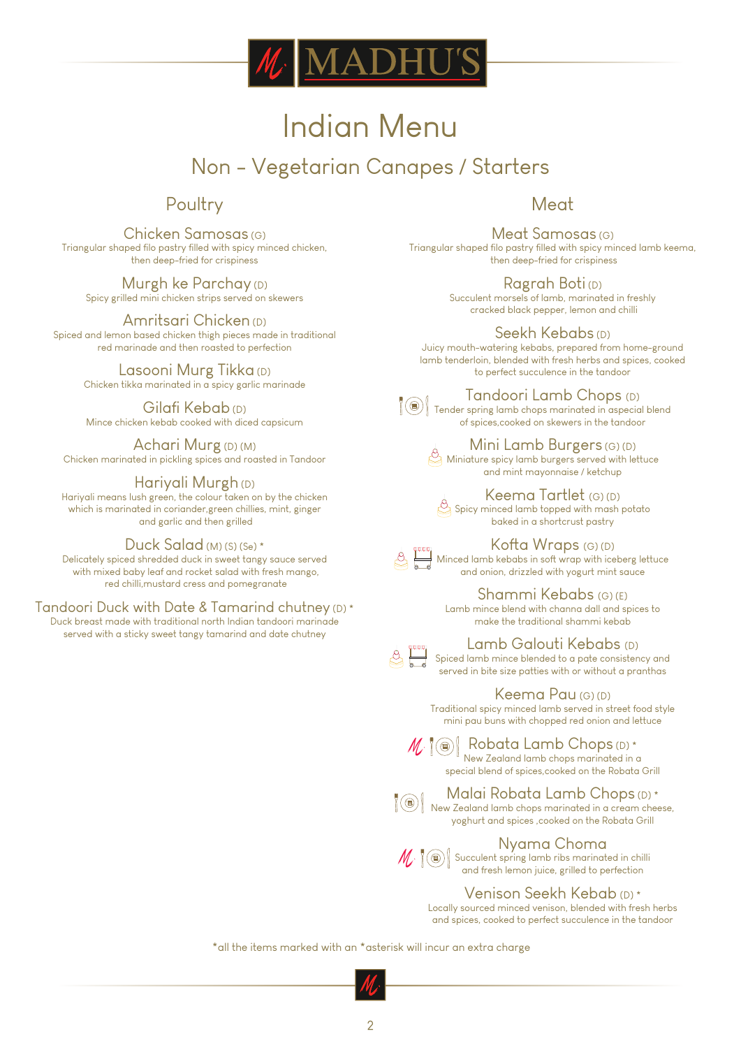# Indian Menu

## Non - Vegetarian Canapes / Starters

### Poultry

**Chicken Samosas** (G)
Triangular shaped filo pastry filled with spicy minced chicken, then deep-fried for crispiness

**Murgh ke Parchay** (D)
Spicy grilled mini chicken strips served on skewers

**Amritsari Chicken** (D)
Spiced and lemon based chicken thigh pieces made in traditional red marinade and then roasted to perfection

**Lasooni Murg Tikka** (D)
Chicken tikka marinated in a spicy garlic marinade

**Gilafi Kebab** (D)
Mince chicken kebab cooked with diced capsicum

**Achari Murg** (D) (M)
Chicken marinated in pickling spices and roasted in Tandoor

**Hariyali Murgh** (D)
Hariyali means lush green, the colour taken on by the chicken which is marinated in coriander,green chillies, mint, ginger and garlic and then grilled

**Duck Salad** (M) (S) (Se) *
Delicately spiced shredded duck in sweet tangy sauce served with mixed baby leaf and rocket salad with fresh mango, red chilli,mustard cress and pomegranate

**Tandoori Duck with Date & Tamarind chutney** (D) *
Duck breast made with traditional north Indian tandoori marinade served with a sticky sweet tangy tamarind and date chutney

### Meat

**Meat Samosas** (G)
Triangular shaped filo pastry filled with spicy minced lamb keema, then deep-fried for crispiness

**Ragrah Boti** (D)
Succulent morsels of lamb, marinated in freshly cracked black pepper, lemon and chilli

**Seekh Kebabs** (D)
Juicy mouth-watering kebabs, prepared from home-ground lamb tenderloin, blended with fresh herbs and spices, cooked to perfect succulence in the tandoor

**Tandoori Lamb Chops** (D)
Tender spring lamb chops marinated in aspecial blend of spices,cooked on skewers in the tandoor

**Mini Lamb Burgers** (G) (D)
Miniature spicy lamb burgers served with lettuce and mint mayonnaise / ketchup

**Keema Tartlet** (G) (D)
Spicy minced lamb topped with mash potato baked in a shortcrust pastry

**Kofta Wraps** (G) (D)
Minced lamb kebabs in soft wrap with iceberg lettuce and onion, drizzled with yogurt mint sauce

**Shammi Kebabs** (G) (E)
Lamb mince blend with channa dall and spices to make the traditional shammi kebab

**Lamb Galouti Kebabs** (D)
Spiced lamb mince blended to a pate consistency and served in bite size patties with or without a pranthas

**Keema Pau** (G) (D)
Traditional spicy minced lamb served in street food style mini pau buns with chopped red onion and lettuce

**Robata Lamb Chops** (D) *
New Zealand lamb chops marinated in a special blend of spices,cooked on the Robata Grill

**Malai Robata Lamb Chops** (D) *
New Zealand lamb chops marinated in a cream cheese, yoghurt and spices ,cooked on the Robata Grill

**Nyama Choma**
Succulent spring lamb ribs marinated in chilli and fresh lemon juice, grilled to perfection

**Venison Seekh Kebab** (D) *
Locally sourced minced venison, blended with fresh herbs and spices, cooked to perfect succulence in the tandoor

*all the items marked with an *asterisk will incur an extra charge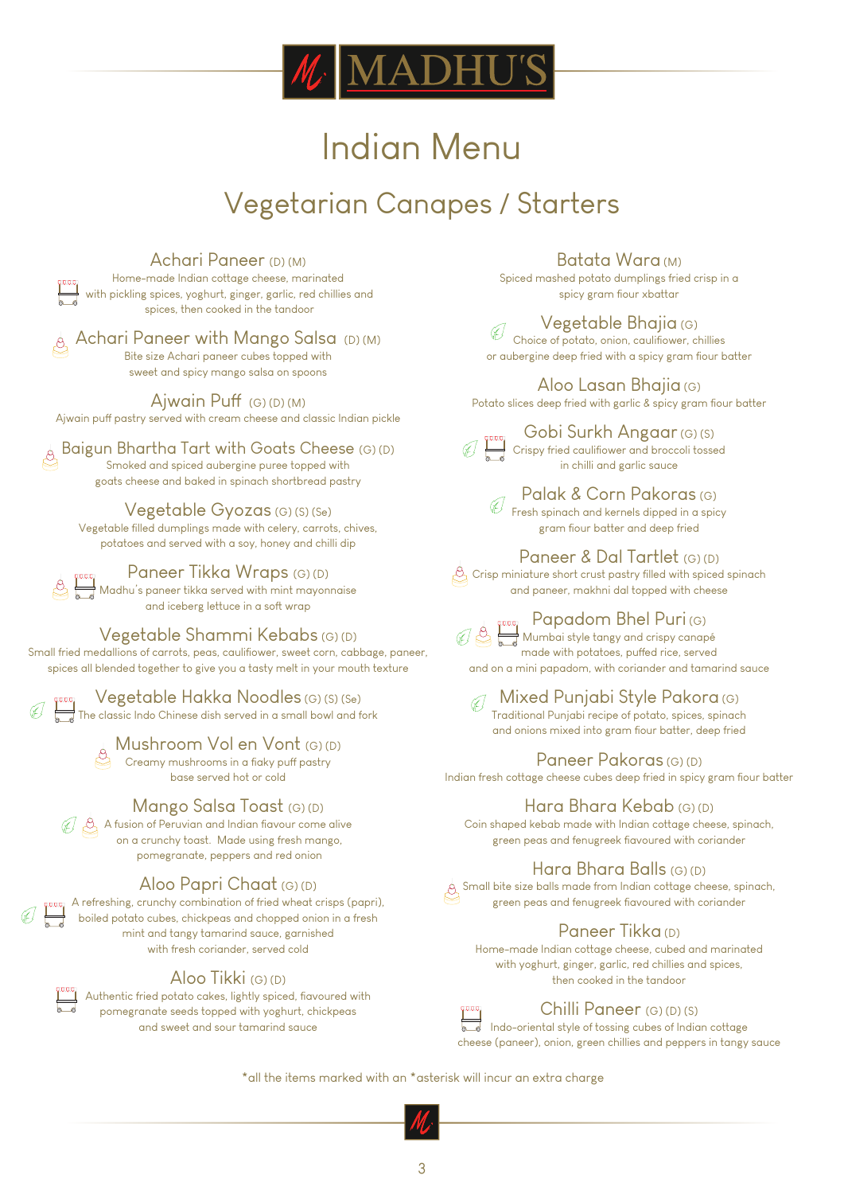# MADHU'S

# Indian Menu

## Vegetarian Canapes / Starters

### Achari Paneer (D) (M)
Home-made Indian cottage cheese, marinated with pickling spices, yoghurt, ginger, garlic, red chillies and spices, then cooked in the tandoor

### Achari Paneer with Mango Salsa (D) (M)
Bite size Achari paneer cubes topped with sweet and spicy mango salsa on spoons

### Ajwain Puff (G) (D) (M)
Ajwain puff pastry served with cream cheese and classic Indian pickle

### Baigun Bhartha Tart with Goats Cheese (G) (D)
Smoked and spiced aubergine puree topped with goats cheese and baked in spinach shortbread pastry

### Vegetable Gyozas (G) (S) (Se)
Vegetable filled dumplings made with celery, carrots, chives, potatoes and served with a soy, honey and chilli dip

### Paneer Tikka Wraps (G) (D)
Madhu's paneer tikka served with mint mayonnaise and iceberg lettuce in a soft wrap

### Vegetable Shammi Kebabs (G) (D)
Small fried medallions of carrots, peas, cauliflower, sweet corn, cabbage, paneer, spices all blended together to give you a tasty melt in your mouth texture

### Vegetable Hakka Noodles (G) (S) (Se)
The classic Indo Chinese dish served in a small bowl and fork

### Mushroom Vol en Vont (G) (D)
Creamy mushrooms in a flaky puff pastry base served hot or cold

### Mango Salsa Toast (G) (D)
A fusion of Peruvian and Indian flavour come alive on a crunchy toast. Made using fresh mango, pomegranate, peppers and red onion

### Aloo Papri Chaat (G) (D)
A refreshing, crunchy combination of fried wheat crisps (papri), boiled potato cubes, chickpeas and chopped onion in a fresh mint and tangy tamarind sauce, garnished with fresh coriander, served cold

### Aloo Tikki (G) (D)
Authentic fried potato cakes, lightly spiced, flavoured with pomegranate seeds topped with yoghurt, chickpeas and sweet and sour tamarind sauce

### Batata Wara (M)
Spiced mashed potato dumplings fried crisp in a spicy gram flour xbattar

### Vegetable Bhajia (G)
Choice of potato, onion, cauliflower, chillies or aubergine deep fried with a spicy gram flour batter

### Aloo Lasan Bhajia (G)
Potato slices deep fried with garlic & spicy gram flour batter

### Gobi Surkh Angaar (G) (S)
Crispy fried cauliflower and broccoli tossed in chilli and garlic sauce

### Palak & Corn Pakoras (G)
Fresh spinach and kernels dipped in a spicy gram flour batter and deep fried

### Paneer & Dal Tartlet (G) (D)
Crisp miniature short crust pastry filled with spiced spinach and paneer, makhni dal topped with cheese

### Papadom Bhel Puri (G)
Mumbai style tangy and crispy canapé made with potatoes, puffed rice, served and on a mini papadom, with coriander and tamarind sauce

### Mixed Punjabi Style Pakora (G)
Traditional Punjabi recipe of potato, spices, spinach and onions mixed into gram flour batter, deep fried

### Paneer Pakoras (G) (D)
Indian fresh cottage cheese cubes deep fried in spicy gram flour batter

### Hara Bhara Kebab (G) (D)
Coin shaped kebab made with Indian cottage cheese, spinach, green peas and fenugreek flavoured with coriander

### Hara Bhara Balls (G) (D)
Small bite size balls made from Indian cottage cheese, spinach, green peas and fenugreek flavoured with coriander

### Paneer Tikka (D)
Home-made Indian cottage cheese, cubed and marinated with yoghurt, ginger, garlic, red chillies and spices, then cooked in the tandoor

### Chilli Paneer (G) (D) (S)
Indo-oriental style of tossing cubes of Indian cottage cheese (paneer), onion, green chillies and peppers in tangy sauce

*all the items marked with an *asterisk will incur an extra charge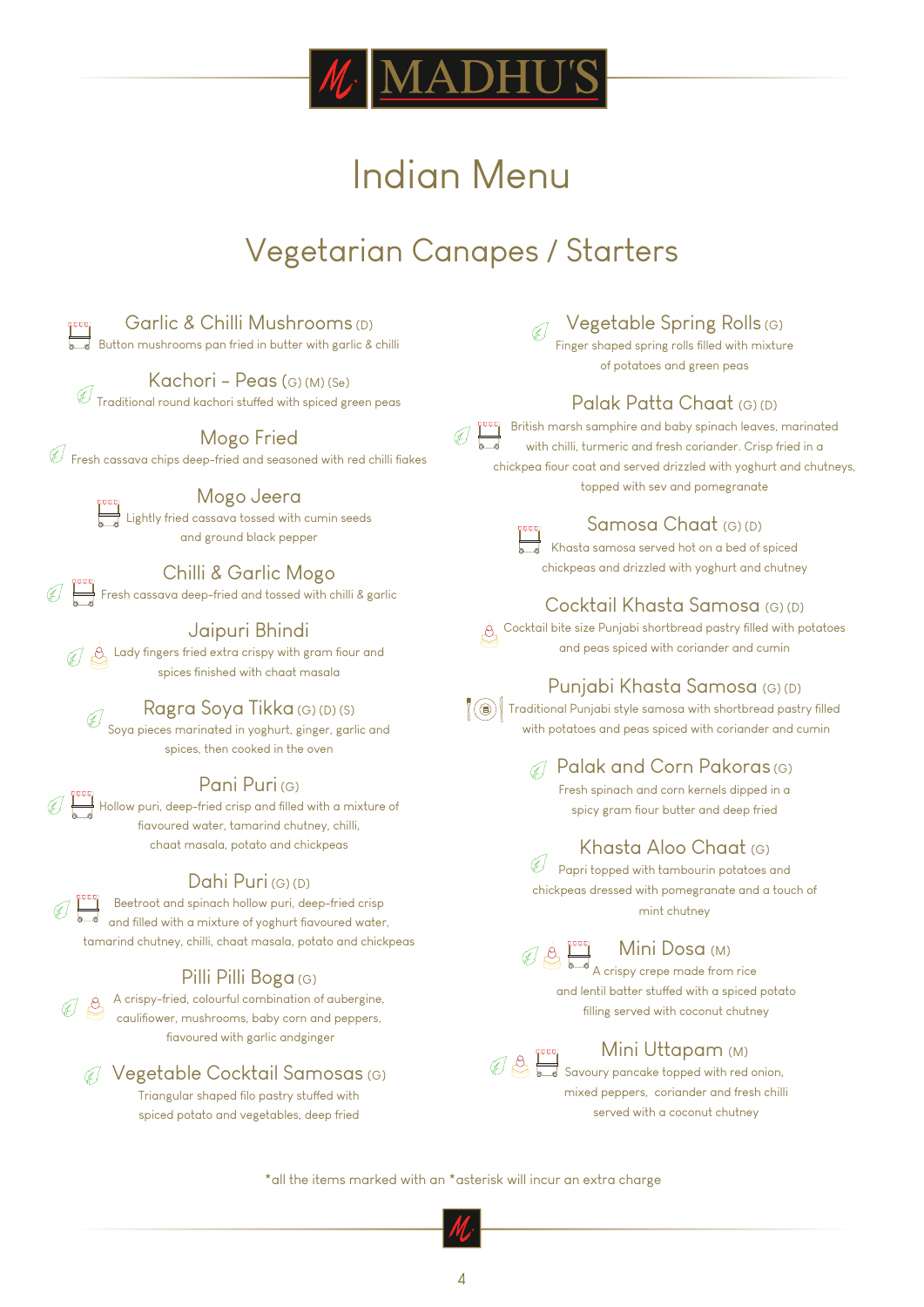# Indian Menu

## Vegetarian Canapes / Starters

### Garlic & Chilli Mushrooms (D)
Button mushrooms pan fried in butter with garlic & chilli

### Kachori - Peas (G) (M) (Se)
Traditional round kachori stuffed with spiced green peas

### Mogo Fried
Fresh cassava chips deep-fried and seasoned with red chilli flakes

### Mogo Jeera
Lightly fried cassava tossed with cumin seeds and ground black pepper

### Chilli & Garlic Mogo
Fresh cassava deep-fried and tossed with chilli & garlic

### Jaipuri Bhindi
Lady fingers fried extra crispy with gram flour and spices finished with chaat masala

### Ragra Soya Tikka (G) (D) (S)
Soya pieces marinated in yoghurt, ginger, garlic and spices, then cooked in the oven

### Pani Puri (G)
Hollow puri, deep-fried crisp and filled with a mixture of flavoured water, tamarind chutney, chilli, chaat masala, potato and chickpeas

### Dahi Puri (G) (D)
Beetroot and spinach hollow puri, deep-fried crisp and filled with a mixture of yoghurt flavoured water, tamarind chutney, chilli, chaat masala, potato and chickpeas

### Pilli Pilli Boga (G)
A crispy-fried, colourful combination of aubergine, cauliflower, mushrooms, baby corn and peppers, flavoured with garlic andginger

### Vegetable Cocktail Samosas (G)
Triangular shaped filo pastry stuffed with spiced potato and vegetables, deep fried

### Vegetable Spring Rolls (G)
Finger shaped spring rolls filled with mixture of potatoes and green peas

### Palak Patta Chaat (G) (D)
British marsh samphire and baby spinach leaves, marinated with chilli, turmeric and fresh coriander. Crisp fried in a chickpea flour coat and served drizzled with yoghurt and chutneys, topped with sev and pomegranate

### Samosa Chaat (G) (D)
Khasta samosa served hot on a bed of spiced chickpeas and drizzled with yoghurt and chutney

### Cocktail Khasta Samosa (G) (D)
Cocktail bite size Punjabi shortbread pastry filled with potatoes and peas spiced with coriander and cumin

### Punjabi Khasta Samosa (G) (D)
Traditional Punjabi style samosa with shortbread pastry filled with potatoes and peas spiced with coriander and cumin

### Palak and Corn Pakoras (G)
Fresh spinach and corn kernels dipped in a spicy gram flour butter and deep fried

### Khasta Aloo Chaat (G)
Papri topped with tambourin potatoes and chickpeas dressed with pomegranate and a touch of mint chutney

### Mini Dosa (M)
A crispy crepe made from rice and lentil batter stuffed with a spiced potato filling served with coconut chutney

### Mini Uttapam (M)
Savoury pancake topped with red onion, mixed peppers, coriander and fresh chilli served with a coconut chutney

*all the items marked with an *asterisk will incur an extra charge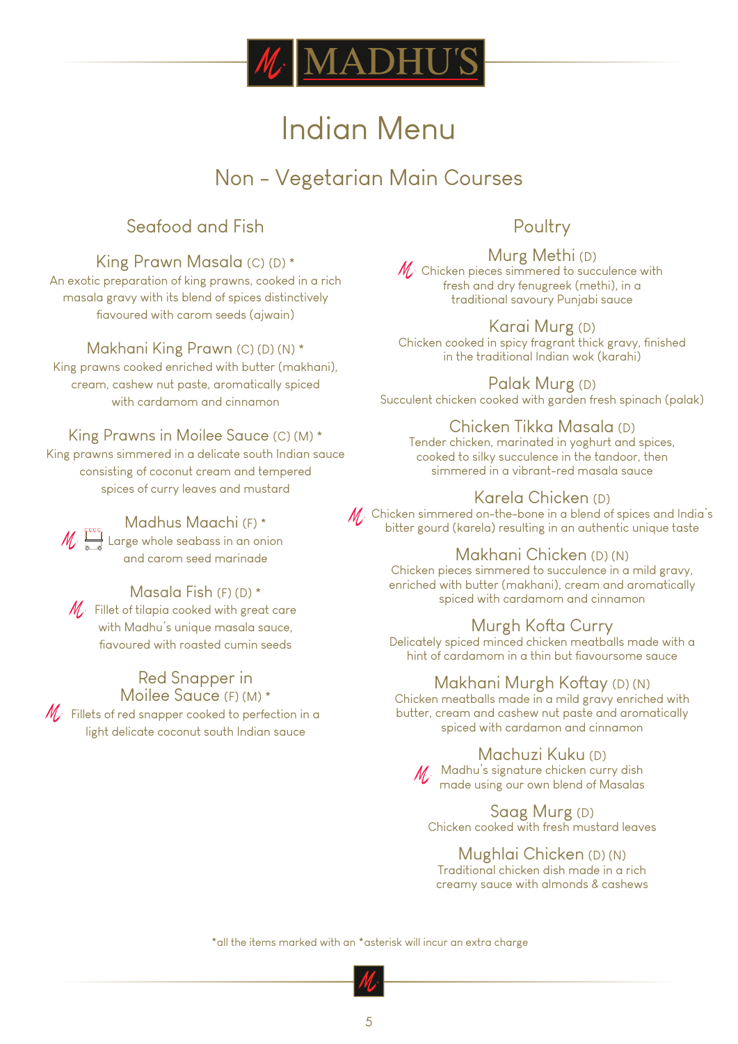# MADHU'S

# Indian Menu

## Non – Vegetarian Main Courses

### Seafood and Fish

**King Prawn Masala** (C) (D) *
An exotic preparation of king prawns, cooked in a rich masala gravy with its blend of spices distinctively flavoured with carom seeds (ajwain)

**Makhani King Prawn** (C) (D) (N) *
King prawns cooked enriched with butter (makhani), cream, cashew nut paste, aromatically spiced with cardamom and cinnamon

**King Prawns in Moilee Sauce** (C) (M) *
King prawns simmered in a delicate south Indian sauce consisting of coconut cream and tempered spices of curry leaves and mustard

**Madhus Maachi** (F) *
Large whole seabass in an onion and carom seed marinade

**Masala Fish** (F) (D) *
Fillet of tilapia cooked with great care with Madhu's unique masala sauce, flavoured with roasted cumin seeds

**Red Snapper in Moilee Sauce** (F) (M) *
Fillets of red snapper cooked to perfection in a light delicate coconut south Indian sauce

### Poultry

**Murg Methi** (D)
Chicken pieces simmered to succulence with fresh and dry fenugreek (methi), in a traditional savoury Punjabi sauce

**Karai Murg** (D)
Chicken cooked in spicy fragrant thick gravy, finished in the traditional Indian wok (karahi)

**Palak Murg** (D)
Succulent chicken cooked with garden fresh spinach (palak)

**Chicken Tikka Masala** (D)
Tender chicken, marinated in yoghurt and spices, cooked to silky succulence in the tandoor, then simmered in a vibrant-red masala sauce

**Karela Chicken** (D)
Chicken simmered on-the-bone in a blend of spices and India's bitter gourd (karela) resulting in an authentic unique taste

**Makhani Chicken** (D) (N)
Chicken pieces simmered to succulence in a mild gravy, enriched with butter (makhani), cream and aromatically spiced with cardamom and cinnamon

**Murgh Kofta Curry**
Delicately spiced minced chicken meatballs made with a hint of cardamom in a thin but flavoursome sauce

**Makhani Murgh Koftay** (D) (N)
Chicken meatballs made in a mild gravy enriched with butter, cream and cashew nut paste and aromatically spiced with cardamon and cinnamon

**Machuzi Kuku** (D)
Madhu's signature chicken curry dish made using our own blend of Masalas

**Saag Murg** (D)
Chicken cooked with fresh mustard leaves

**Mughlai Chicken** (D) (N)
Traditional chicken dish made in a rich creamy sauce with almonds & cashews

*all the items marked with an *asterisk will incur an extra charge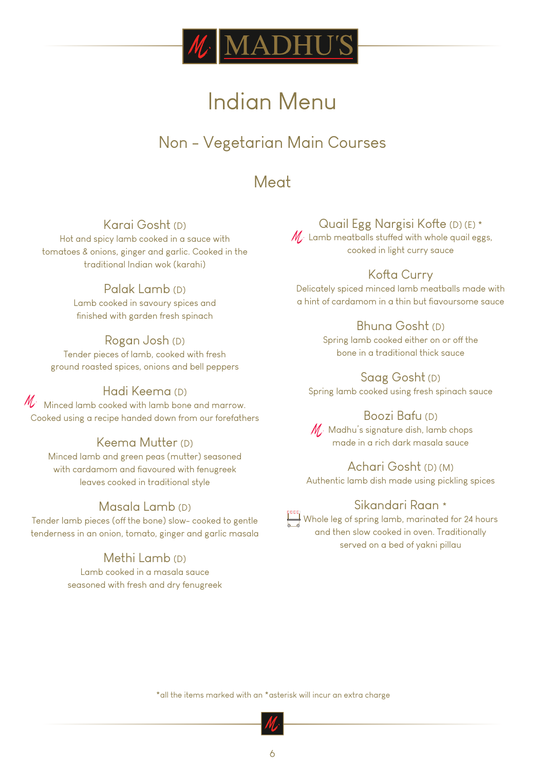# MADHU'S

# Indian Menu

## Non – Vegetarian Main Courses

### Meat

**Karai Gosht** (D)
Hot and spicy lamb cooked in a sauce with tomatoes & onions, ginger and garlic. Cooked in the traditional Indian wok (karahi)

**Palak Lamb** (D)
Lamb cooked in savoury spices and finished with garden fresh spinach

**Rogan Josh** (D)
Tender pieces of lamb, cooked with fresh ground roasted spices, onions and bell peppers

**Hadi Keema** (D)
Minced lamb cooked with lamb bone and marrow. Cooked using a recipe handed down from our forefathers

**Keema Mutter** (D)
Minced lamb and green peas (mutter) seasoned with cardamom and flavoured with fenugreek leaves cooked in traditional style

**Masala Lamb** (D)
Tender lamb pieces (off the bone) slow- cooked to gentle tenderness in an onion, tomato, ginger and garlic masala

**Methi Lamb** (D)
Lamb cooked in a masala sauce seasoned with fresh and dry fenugreek

**Quail Egg Nargisi Kofte** (D) (E) *
Lamb meatballs stuffed with whole quail eggs, cooked in light curry sauce

**Kofta Curry**
Delicately spiced minced lamb meatballs made with a hint of cardamom in a thin but flavoursome sauce

**Bhuna Gosht** (D)
Spring lamb cooked either on or off the bone in a traditional thick sauce

**Saag Gosht** (D)
Spring lamb cooked using fresh spinach sauce

**Boozi Bafu** (D)
Madhu's signature dish, lamb chops made in a rich dark masala sauce

**Achari Gosht** (D) (M)
Authentic lamb dish made using pickling spices

**Sikandari Raan** *
Whole leg of spring lamb, marinated for 24 hours and then slow cooked in oven. Traditionally served on a bed of yakni pillau

*all the items marked with an *asterisk will incur an extra charge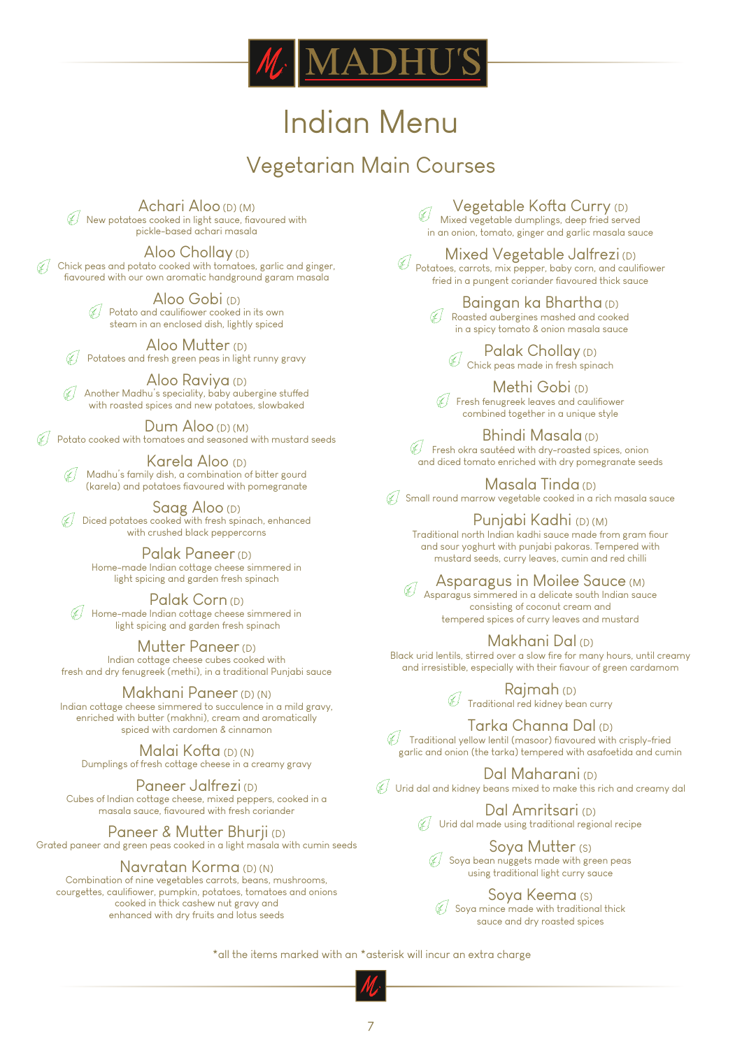# MADHU'S

# Indian Menu

## Vegetarian Main Courses

### Achari Aloo (D) (M)
New potatoes cooked in light sauce, flavoured with pickle-based achari masala

### Aloo Chollay (D)
Chick peas and potato cooked with tomatoes, garlic and ginger, flavoured with our own aromatic handground garam masala

### Aloo Gobi (D)
Potato and cauliflower cooked in its own steam in an enclosed dish, lightly spiced

### Aloo Mutter (D)
Potatoes and fresh green peas in light runny gravy

### Aloo Raviya (D)
Another Madhu's speciality, baby aubergine stuffed with roasted spices and new potatoes, slowbaked

### Dum Aloo (D) (M)
Potato cooked with tomatoes and seasoned with mustard seeds

### Karela Aloo (D)
Madhu's family dish, a combination of bitter gourd (karela) and potatoes flavoured with pomegranate

### Saag Aloo (D)
Diced potatoes cooked with fresh spinach, enhanced with crushed black peppercorns

### Palak Paneer (D)
Home-made Indian cottage cheese simmered in light spicing and garden fresh spinach

### Palak Corn (D)
Home-made Indian cottage cheese simmered in light spicing and garden fresh spinach

### Mutter Paneer (D)
Indian cottage cheese cubes cooked with fresh and dry fenugreek (methi), in a traditional Punjabi sauce

### Makhani Paneer (D) (N)
Indian cottage cheese simmered to succulence in a mild gravy, enriched with butter (makhni), cream and aromatically spiced with cardomen & cinnamon

### Malai Kofta (D) (N)
Dumplings of fresh cottage cheese in a creamy gravy

### Paneer Jalfrezi (D)
Cubes of Indian cottage cheese, mixed peppers, cooked in a masala sauce, flavoured with fresh coriander

### Paneer & Mutter Bhurji (D)
Grated paneer and green peas cooked in a light masala with cumin seeds

### Navratan Korma (D) (N)
Combination of nine vegetables carrots, beans, mushrooms, courgettes, cauliflower, pumpkin, potatoes, tomatoes and onions cooked in thick cashew nut gravy and enhanced with dry fruits and lotus seeds

### Vegetable Kofta Curry (D)
Mixed vegetable dumplings, deep fried served in an onion, tomato, ginger and garlic masala sauce

### Mixed Vegetable Jalfrezi (D)
Potatoes, carrots, mix pepper, baby corn, and cauliflower fried in a pungent coriander flavoured thick sauce

### Baingan ka Bhartha (D)
Roasted aubergines mashed and cooked in a spicy tomato & onion masala sauce

### Palak Chollay (D)
Chick peas made in fresh spinach

### Methi Gobi (D)
Fresh fenugreek leaves and cauliflower combined together in a unique style

### Bhindi Masala (D)
Fresh okra sautéed with dry-roasted spices, onion and diced tomato enriched with dry pomegranate seeds

### Masala Tinda (D)
Small round marrow vegetable cooked in a rich masala sauce

### Punjabi Kadhi (D) (M)
Traditional north Indian kadhi sauce made from gram flour and sour yoghurt with punjabi pakoras. Tempered with mustard seeds, curry leaves, cumin and red chilli

### Asparagus in Moilee Sauce (M)
Asparagus simmered in a delicate south Indian sauce consisting of coconut cream and tempered spices of curry leaves and mustard

### Makhani Dal (D)
Black urid lentils, stirred over a slow fire for many hours, until creamy and irresistible, especially with their flavour of green cardamom

### Rajmah (D)
Traditional red kidney bean curry

### Tarka Channa Dal (D)
Traditional yellow lentil (masoor) flavoured with crisply-fried garlic and onion (the tarka) tempered with asafoetida and cumin

### Dal Maharani (D)
Urid dal and kidney beans mixed to make this rich and creamy dal

### Dal Amritsari (D)
Urid dal made using traditional regional recipe

### Soya Mutter (S)
Soya bean nuggets made with green peas using traditional light curry sauce

### Soya Keema (S)
Soya mince made with traditional thick sauce and dry roasted spices

*all the items marked with an *asterisk will incur an extra charge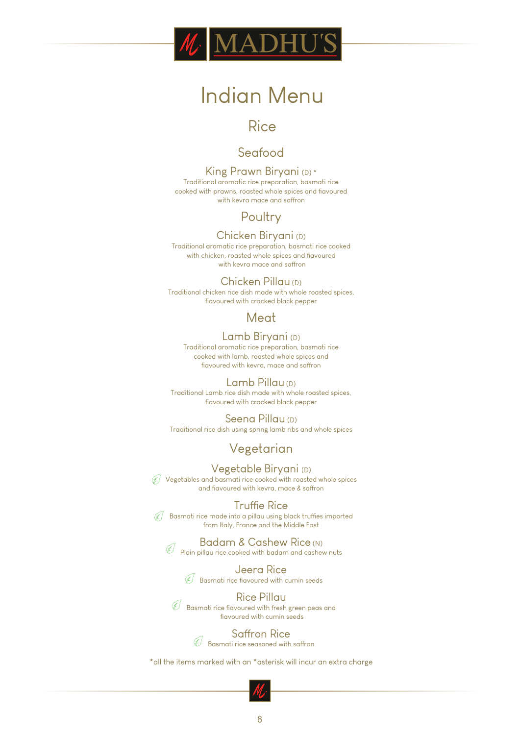# MADHU'S

# Indian Menu

## Rice

### Seafood

**King Prawn Biryani** (D) *
Traditional aromatic rice preparation, basmati rice cooked with prawns, roasted whole spices and flavoured with kevra mace and saffron

### Poultry

**Chicken Biryani** (D)
Traditional aromatic rice preparation, basmati rice cooked with chicken, roasted whole spices and flavoured with kevra mace and saffron

**Chicken Pillau** (D)
Traditional chicken rice dish made with whole roasted spices, flavoured with cracked black pepper

### Meat

**Lamb Biryani** (D)
Traditional aromatic rice preparation, basmati rice cooked with lamb, roasted whole spices and flavoured with kevra, mace and saffron

**Lamb Pillau** (D)
Traditional Lamb rice dish made with whole roasted spices, flavoured with cracked black pepper

**Seena Pillau** (D)
Traditional rice dish using spring lamb ribs and whole spices

### Vegetarian

**Vegetable Biryani** (D)
Vegetables and basmati rice cooked with roasted whole spices and flavoured with kevra, mace & saffron

**Truffle Rice**
Basmati rice made into a pillau using black truffles imported from Italy, France and the Middle East

**Badam & Cashew Rice** (N)
Plain pillau rice cooked with badam and cashew nuts

**Jeera Rice**
Basmati rice flavoured with cumin seeds

**Rice Pillau**
Basmati rice flavoured with fresh green peas and flavoured with cumin seeds

**Saffron Rice**
Basmati rice seasoned with saffron

*all the items marked with an *asterisk will incur an extra charge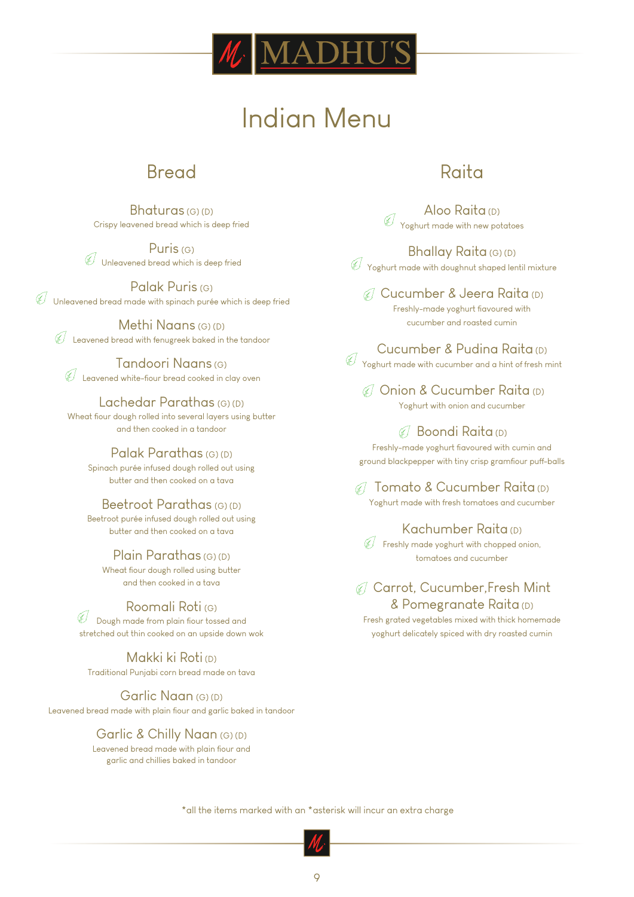# MADHU'S

# Indian Menu

## Bread

### Bhaturas (G) (D)
Crispy leavened bread which is deep fried

### Puris (G)
Unleavened bread which is deep fried

### Palak Puris (G)
Unleavened bread made with spinach purée which is deep fried

### Methi Naans (G) (D)
Leavened bread with fenugreek baked in the tandoor

### Tandoori Naans (G)
Leavened white-flour bread cooked in clay oven

### Lachedar Parathas (G) (D)
Wheat flour dough rolled into several layers using butter and then cooked in a tandoor

### Palak Parathas (G) (D)
Spinach purée infused dough rolled out using butter and then cooked on a tava

### Beetroot Parathas (G) (D)
Beetroot purée infused dough rolled out using butter and then cooked on a tava

### Plain Parathas (G) (D)
Wheat flour dough rolled using butter and then cooked in a tava

### Roomali Roti (G)
Dough made from plain flour tossed and stretched out thin cooked on an upside down wok

### Makki ki Roti (D)
Traditional Punjabi corn bread made on tava

### Garlic Naan (G) (D)
Leavened bread made with plain flour and garlic baked in tandoor

### Garlic & Chilly Naan (G) (D)
Leavened bread made with plain flour and garlic and chillies baked in tandoor

## Raita

### Aloo Raita (D)
Yoghurt made with new potatoes

### Bhallay Raita (G) (D)
Yoghurt made with doughnut shaped lentil mixture

### Cucumber & Jeera Raita (D)
Freshly-made yoghurt flavoured with cucumber and roasted cumin

### Cucumber & Pudina Raita (D)
Yoghurt made with cucumber and a hint of fresh mint

### Onion & Cucumber Raita (D)
Yoghurt with onion and cucumber

### Boondi Raita (D)
Freshly-made yoghurt flavoured with cumin and ground blackpepper with tiny crisp gramflour puff-balls

### Tomato & Cucumber Raita (D)
Yoghurt made with fresh tomatoes and cucumber

### Kachumber Raita (D)
Freshly made yoghurt with chopped onion, tomatoes and cucumber

### Carrot, Cucumber, Fresh Mint & Pomegranate Raita (D)
Fresh grated vegetables mixed with thick homemade yoghurt delicately spiced with dry roasted cumin

*all the items marked with an *asterisk will incur an extra charge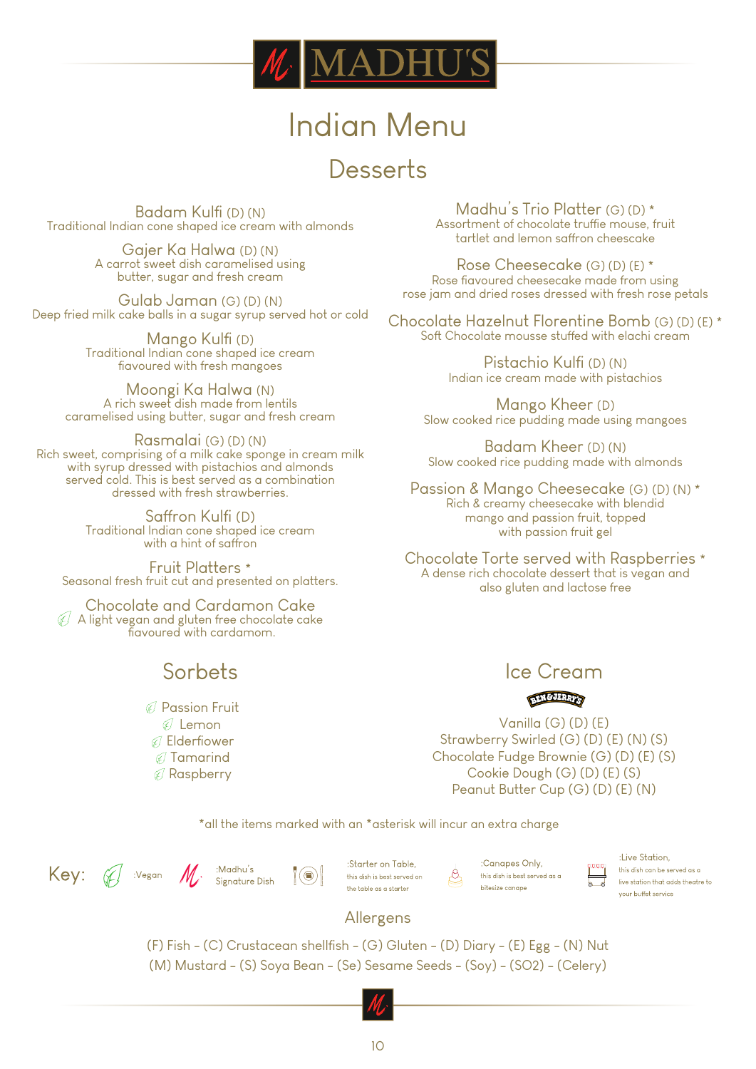# MADHU'S

# Indian Menu

## Desserts

**Badam Kulfi** (D) (N)
Traditional Indian cone shaped ice cream with almonds

**Gajer Ka Halwa** (D) (N)
A carrot sweet dish caramelised using butter, sugar and fresh cream

**Gulab Jaman** (G) (D) (N)
Deep fried milk cake balls in a sugar syrup served hot or cold

**Mango Kulfi** (D)
Traditional Indian cone shaped ice cream flavoured with fresh mangoes

**Moongi Ka Halwa** (N)
A rich sweet dish made from lentils caramelised using butter, sugar and fresh cream

**Rasmalai** (G) (D) (N)
Rich sweet, comprising of a milk cake sponge in cream milk with syrup dressed with pistachios and almonds served cold. This is best served as a combination dressed with fresh strawberries.

**Saffron Kulfi** (D)
Traditional Indian cone shaped ice cream with a hint of saffron

**Fruit Platters** *
Seasonal fresh fruit cut and presented on platters.

**Chocolate and Cardamon Cake**
A light vegan and gluten free chocolate cake flavoured with cardamom.

**Madhu's Trio Platter** (G) (D) *
Assortment of chocolate truffle mouse, fruit tartlet and lemon saffron cheesecake

**Rose Cheesecake** (G) (D) (E) *
Rose flavoured cheesecake made from using rose jam and dried roses dressed with fresh rose petals

**Chocolate Hazelnut Florentine Bomb** (G) (D) (E) *
Soft Chocolate mousse stuffed with elachi cream

**Pistachio Kulfi** (D) (N)
Indian ice cream made with pistachios

**Mango Kheer** (D)
Slow cooked rice pudding made using mangoes

**Badam Kheer** (D) (N)
Slow cooked rice pudding made with almonds

**Passion & Mango Cheesecake** (G) (D) (N) *
Rich & creamy cheesecake with blendid mango and passion fruit, topped with passion fruit gel

**Chocolate Torte served with Raspberries** *
A dense rich chocolate dessert that is vegan and also gluten and lactose free

## Sorbets

- Passion Fruit
- Lemon
- Elderflower
- Tamarind
- Raspberry

## Ice Cream

BEN&JERRY'S

- Vanilla (G) (D) (E)
- Strawberry Swirled (G) (D) (E) (N) (S)
- Chocolate Fudge Brownie (G) (D) (E) (S)
- Cookie Dough (G) (D) (E) (S)
- Peanut Butter Cup (G) (D) (E) (N)

*all the items marked with an *asterisk will incur an extra charge

Key: :Vegan :Madhu's Signature Dish :Starter on Table, this dish is best served on the table as a starter :Canapes Only, this dish is best served as a bitesize canape :Live Station, this dish can be served as a live station that adds theatre to your buffet service

### Allergens

(F) Fish - (C) Crustacean shellfish - (G) Gluten - (D) Diary - (E) Egg - (N) Nut
(M) Mustard - (S) Soya Bean - (Se) Sesame Seeds - (Soy) - (SO2) - (Celery)